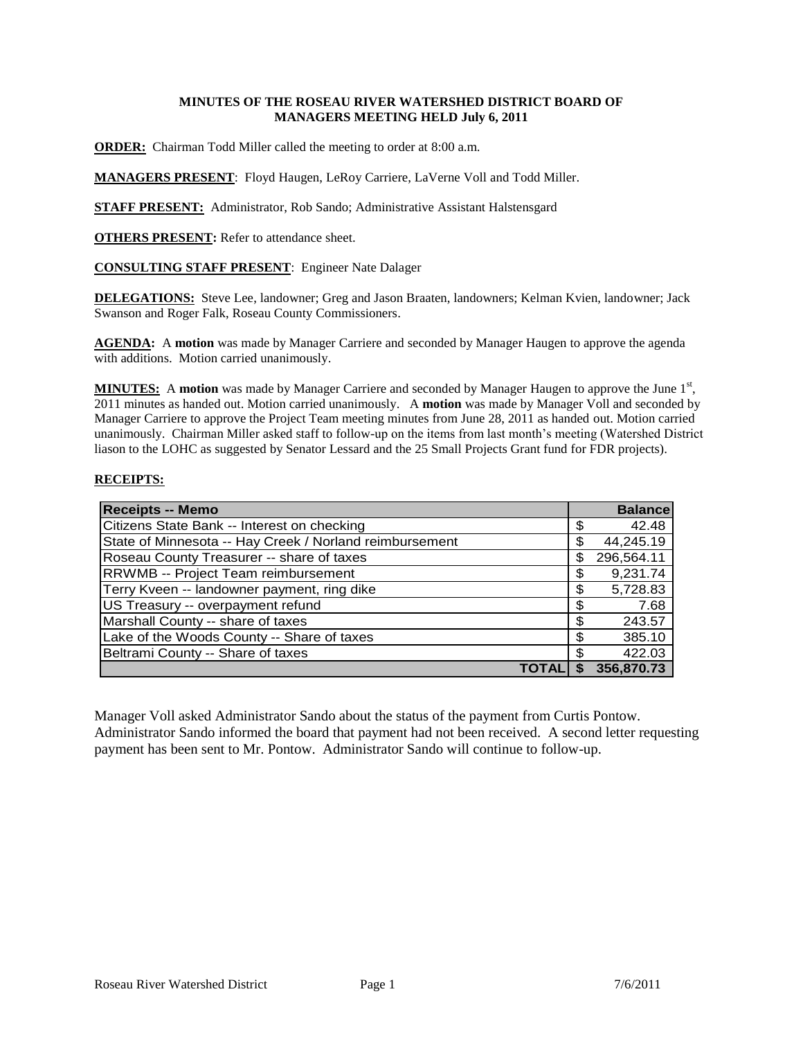**MINUTES OF THE ROSEAU RIVER WATERSHED DISTRICT BOARD OF MANAGERS MEETING HELD July 6, 2011**

**ORDER:** Chairman Todd Miller called the meeting to order at 8:00 a.m.

**MANAGERS PRESENT**: Floyd Haugen, LeRoy Carriere, LaVerne Voll and Todd Miller.

**STAFF PRESENT:** Administrator, Rob Sando; Administrative Assistant Halstensgard

**OTHERS PRESENT:** Refer to attendance sheet.

**CONSULTING STAFF PRESENT**: Engineer Nate Dalager

**DELEGATIONS:** Steve Lee, landowner; Greg and Jason Braaten, landowners; Kelman Kvien, landowner; Jack Swanson and Roger Falk, Roseau County Commissioners.

**AGENDA:** A **motion** was made by Manager Carriere and seconded by Manager Haugen to approve the agenda with additions. Motion carried unanimously.

**MINUTES:** A **motion** was made by Manager Carriere and seconded by Manager Haugen to approve the June 1st, 2011 minutes as handed out. Motion carried unanimously. A **motion** was made by Manager Voll and seconded by Manager Carriere to approve the Project Team meeting minutes from June 28, 2011 as handed out. Motion carried unanimously. Chairman Miller asked staff to follow-up on the items from last month's meeting (Watershed District liason to the LOHC as suggested by Senator Lessard and the 25 Small Projects Grant fund for FDR projects).

**RECEIPTS:**

| Receipts -- Memo | Balance |
|---|---|
| Citizens State Bank -- Interest on checking | $ 42.48 |
| State of Minnesota -- Hay Creek / Norland reimbursement | $ 44,245.19 |
| Roseau County Treasurer -- share of taxes | $ 296,564.11 |
| RRWMB -- Project Team reimbursement | $ 9,231.74 |
| Terry Kveen -- landowner payment, ring dike | $ 5,728.83 |
| US Treasury -- overpayment refund | $ 7.68 |
| Marshall County -- share of taxes | $ 243.57 |
| Lake of the Woods County -- Share of taxes | $ 385.10 |
| Beltrami County -- Share of taxes | $ 422.03 |
| **TOTAL** | **$ 356,870.73** |

Manager Voll asked Administrator Sando about the status of the payment from Curtis Pontow. Administrator Sando informed the board that payment had not been received. A second letter requesting payment has been sent to Mr. Pontow. Administrator Sando will continue to follow-up.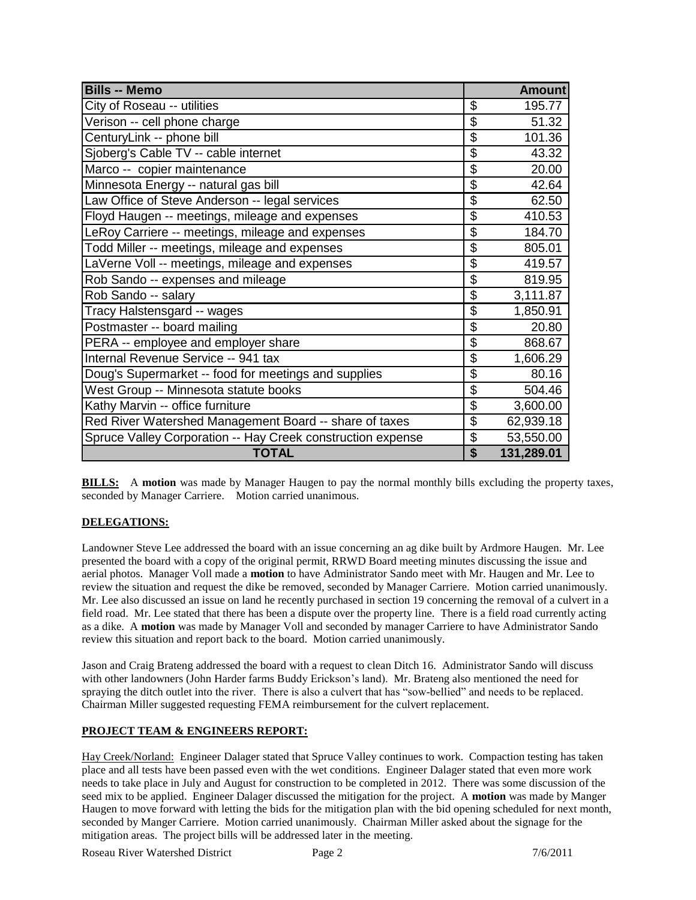| Bills -- Memo | Amount |
|---|---|
| City of Roseau -- utilities | $ 195.77 |
| Verison -- cell phone charge | $ 51.32 |
| CenturyLink -- phone bill | $ 101.36 |
| Sjoberg's Cable TV -- cable internet | $ 43.32 |
| Marco -- copier maintenance | $ 20.00 |
| Minnesota Energy -- natural gas bill | $ 42.64 |
| Law Office of Steve Anderson -- legal services | $ 62.50 |
| Floyd Haugen -- meetings, mileage and expenses | $ 410.53 |
| LeRoy Carriere -- meetings, mileage and expenses | $ 184.70 |
| Todd Miller -- meetings, mileage and expenses | $ 805.01 |
| LaVerne Voll -- meetings, mileage and expenses | $ 419.57 |
| Rob Sando -- expenses and mileage | $ 819.95 |
| Rob Sando -- salary | $ 3,111.87 |
| Tracy Halstensgard -- wages | $ 1,850.91 |
| Postmaster -- board mailing | $ 20.80 |
| PERA -- employee and employer share | $ 868.67 |
| Internal Revenue Service -- 941 tax | $ 1,606.29 |
| Doug's Supermarket -- food for meetings and supplies | $ 80.16 |
| West Group -- Minnesota statute books | $ 504.46 |
| Kathy Marvin -- office furniture | $ 3,600.00 |
| Red River Watershed Management Board -- share of taxes | $ 62,939.18 |
| Spruce Valley Corporation -- Hay Creek construction expense | $ 53,550.00 |
| **TOTAL** | **$ 131,289.01** |

**BILLS:** A **motion** was made by Manager Haugen to pay the normal monthly bills excluding the property taxes, seconded by Manager Carriere. Motion carried unanimous.

**DELEGATIONS:**

Landowner Steve Lee addressed the board with an issue concerning an ag dike built by Ardmore Haugen. Mr. Lee presented the board with a copy of the original permit, RRWD Board meeting minutes discussing the issue and aerial photos. Manager Voll made a **motion** to have Administrator Sando meet with Mr. Haugen and Mr. Lee to review the situation and request the dike be removed, seconded by Manager Carriere. Motion carried unanimously. Mr. Lee also discussed an issue on land he recently purchased in section 19 concerning the removal of a culvert in a field road. Mr. Lee stated that there has been a dispute over the property line. There is a field road currently acting as a dike. A **motion** was made by Manager Voll and seconded by manager Carriere to have Administrator Sando review this situation and report back to the board. Motion carried unanimously.

Jason and Craig Brateng addressed the board with a request to clean Ditch 16. Administrator Sando will discuss with other landowners (John Harder farms Buddy Erickson's land). Mr. Brateng also mentioned the need for spraying the ditch outlet into the river. There is also a culvert that has "sow-bellied" and needs to be replaced. Chairman Miller suggested requesting FEMA reimbursement for the culvert replacement.

**PROJECT TEAM & ENGINEERS REPORT:**

Hay Creek/Norland: Engineer Dalager stated that Spruce Valley continues to work. Compaction testing has taken place and all tests have been passed even with the wet conditions. Engineer Dalager stated that even more work needs to take place in July and August for construction to be completed in 2012. There was some discussion of the seed mix to be applied. Engineer Dalager discussed the mitigation plan for the project. A **motion** was made by Manger Haugen to move forward with letting the bids for the mitigation plan with the bid opening scheduled for next month, seconded by Manger Carriere. Motion carried unanimously. Chairman Miller asked about the signage for the mitigation areas. The project bills will be addressed later in the meeting.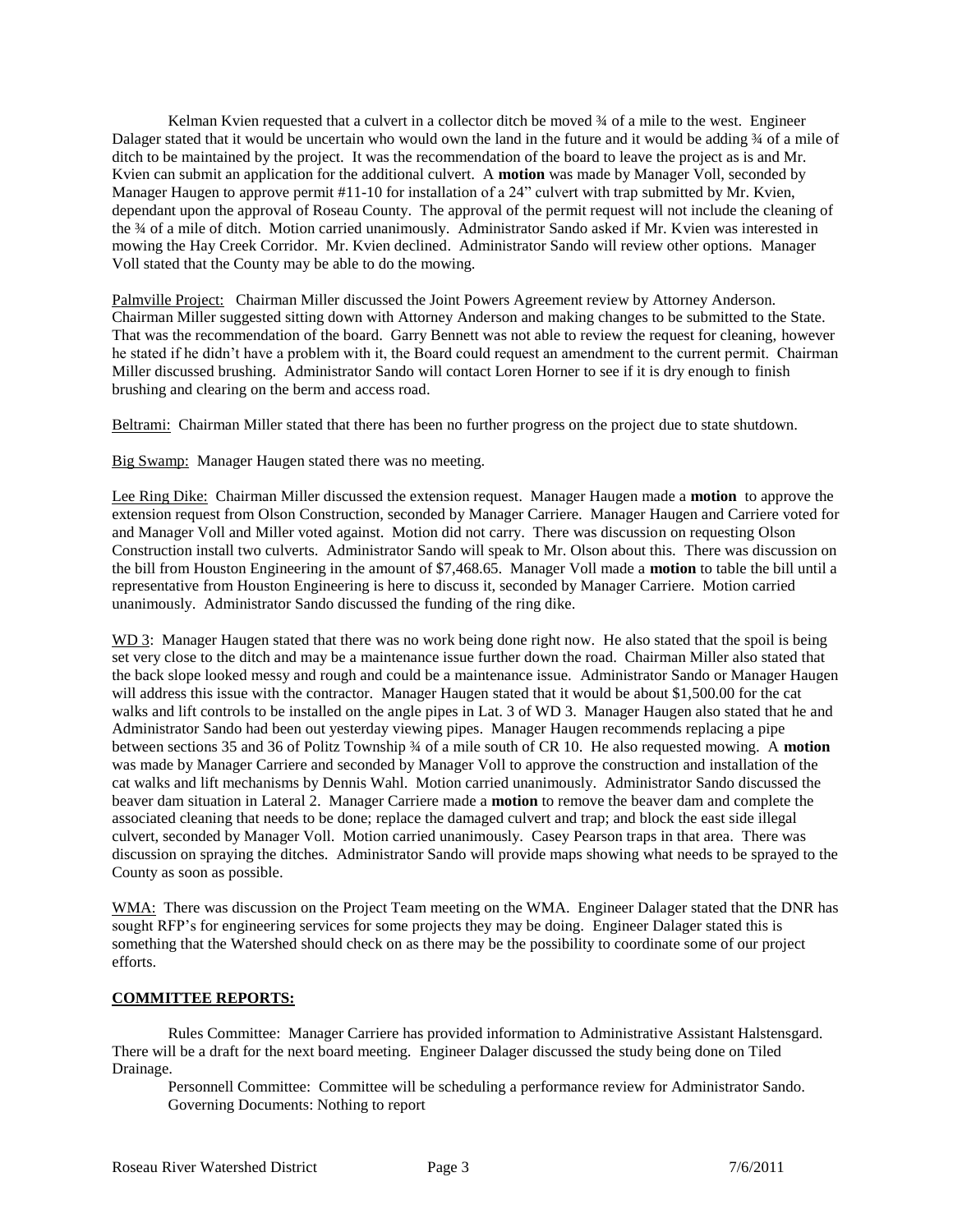Kelman Kvien requested that a culvert in a collector ditch be moved ¾ of a mile to the west. Engineer Dalager stated that it would be uncertain who would own the land in the future and it would be adding ¾ of a mile of ditch to be maintained by the project. It was the recommendation of the board to leave the project as is and Mr. Kvien can submit an application for the additional culvert. A **motion** was made by Manager Voll, seconded by Manager Haugen to approve permit #11-10 for installation of a 24" culvert with trap submitted by Mr. Kvien, dependant upon the approval of Roseau County. The approval of the permit request will not include the cleaning of the ¾ of a mile of ditch. Motion carried unanimously. Administrator Sando asked if Mr. Kvien was interested in mowing the Hay Creek Corridor. Mr. Kvien declined. Administrator Sando will review other options. Manager Voll stated that the County may be able to do the mowing.

Palmville Project: Chairman Miller discussed the Joint Powers Agreement review by Attorney Anderson. Chairman Miller suggested sitting down with Attorney Anderson and making changes to be submitted to the State. That was the recommendation of the board. Garry Bennett was not able to review the request for cleaning, however he stated if he didn't have a problem with it, the Board could request an amendment to the current permit. Chairman Miller discussed brushing. Administrator Sando will contact Loren Horner to see if it is dry enough to finish brushing and clearing on the berm and access road.

Beltrami: Chairman Miller stated that there has been no further progress on the project due to state shutdown.

Big Swamp: Manager Haugen stated there was no meeting.

Lee Ring Dike: Chairman Miller discussed the extension request. Manager Haugen made a **motion** to approve the extension request from Olson Construction, seconded by Manager Carriere. Manager Haugen and Carriere voted for and Manager Voll and Miller voted against. Motion did not carry. There was discussion on requesting Olson Construction install two culverts. Administrator Sando will speak to Mr. Olson about this. There was discussion on the bill from Houston Engineering in the amount of $7,468.65. Manager Voll made a **motion** to table the bill until a representative from Houston Engineering is here to discuss it, seconded by Manager Carriere. Motion carried unanimously. Administrator Sando discussed the funding of the ring dike.

WD 3: Manager Haugen stated that there was no work being done right now. He also stated that the spoil is being set very close to the ditch and may be a maintenance issue further down the road. Chairman Miller also stated that the back slope looked messy and rough and could be a maintenance issue. Administrator Sando or Manager Haugen will address this issue with the contractor. Manager Haugen stated that it would be about $1,500.00 for the cat walks and lift controls to be installed on the angle pipes in Lat. 3 of WD 3. Manager Haugen also stated that he and Administrator Sando had been out yesterday viewing pipes. Manager Haugen recommends replacing a pipe between sections 35 and 36 of Politz Township ¾ of a mile south of CR 10. He also requested mowing. A **motion** was made by Manager Carriere and seconded by Manager Voll to approve the construction and installation of the cat walks and lift mechanisms by Dennis Wahl. Motion carried unanimously. Administrator Sando discussed the beaver dam situation in Lateral 2. Manager Carriere made a **motion** to remove the beaver dam and complete the associated cleaning that needs to be done; replace the damaged culvert and trap; and block the east side illegal culvert, seconded by Manager Voll. Motion carried unanimously. Casey Pearson traps in that area. There was discussion on spraying the ditches. Administrator Sando will provide maps showing what needs to be sprayed to the County as soon as possible.

WMA: There was discussion on the Project Team meeting on the WMA. Engineer Dalager stated that the DNR has sought RFP's for engineering services for some projects they may be doing. Engineer Dalager stated this is something that the Watershed should check on as there may be the possibility to coordinate some of our project efforts.

**COMMITTEE REPORTS:**

Rules Committee: Manager Carriere has provided information to Administrative Assistant Halstensgard. There will be a draft for the next board meeting. Engineer Dalager discussed the study being done on Tiled Drainage.

Personnell Committee: Committee will be scheduling a performance review for Administrator Sando.

Governing Documents: Nothing to report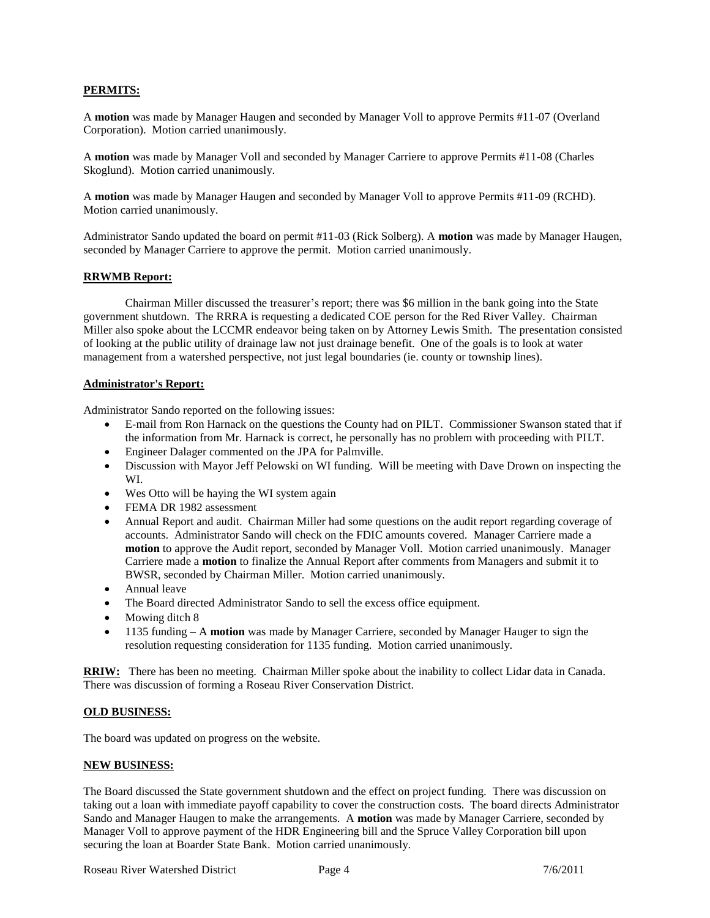**PERMITS:**

A **motion** was made by Manager Haugen and seconded by Manager Voll to approve Permits #11-07 (Overland Corporation). Motion carried unanimously.

A **motion** was made by Manager Voll and seconded by Manager Carriere to approve Permits #11-08 (Charles Skoglund). Motion carried unanimously.

A **motion** was made by Manager Haugen and seconded by Manager Voll to approve Permits #11-09 (RCHD). Motion carried unanimously.

Administrator Sando updated the board on permit #11-03 (Rick Solberg). A **motion** was made by Manager Haugen, seconded by Manager Carriere to approve the permit. Motion carried unanimously.

**RRWMB Report:**

Chairman Miller discussed the treasurer's report; there was $6 million in the bank going into the State government shutdown. The RRRA is requesting a dedicated COE person for the Red River Valley. Chairman Miller also spoke about the LCCMR endeavor being taken on by Attorney Lewis Smith. The presentation consisted of looking at the public utility of drainage law not just drainage benefit. One of the goals is to look at water management from a watershed perspective, not just legal boundaries (ie. county or township lines).

**Administrator's Report:**

Administrator Sando reported on the following issues:

- E-mail from Ron Harnack on the questions the County had on PILT. Commissioner Swanson stated that if the information from Mr. Harnack is correct, he personally has no problem with proceeding with PILT.
- Engineer Dalager commented on the JPA for Palmville.
- Discussion with Mayor Jeff Pelowski on WI funding. Will be meeting with Dave Drown on inspecting the WI.
- Wes Otto will be haying the WI system again
- FEMA DR 1982 assessment
- Annual Report and audit. Chairman Miller had some questions on the audit report regarding coverage of accounts. Administrator Sando will check on the FDIC amounts covered. Manager Carriere made a **motion** to approve the Audit report, seconded by Manager Voll. Motion carried unanimously. Manager Carriere made a **motion** to finalize the Annual Report after comments from Managers and submit it to BWSR, seconded by Chairman Miller. Motion carried unanimously.
- Annual leave
- The Board directed Administrator Sando to sell the excess office equipment.
- Mowing ditch 8
- 1135 funding – A **motion** was made by Manager Carriere, seconded by Manager Hauger to sign the resolution requesting consideration for 1135 funding. Motion carried unanimously.

**RRIW:** There has been no meeting. Chairman Miller spoke about the inability to collect Lidar data in Canada. There was discussion of forming a Roseau River Conservation District.

**OLD BUSINESS:**

The board was updated on progress on the website.

**NEW BUSINESS:**

The Board discussed the State government shutdown and the effect on project funding. There was discussion on taking out a loan with immediate payoff capability to cover the construction costs. The board directs Administrator Sando and Manager Haugen to make the arrangements. A **motion** was made by Manager Carriere, seconded by Manager Voll to approve payment of the HDR Engineering bill and the Spruce Valley Corporation bill upon securing the loan at Boarder State Bank. Motion carried unanimously.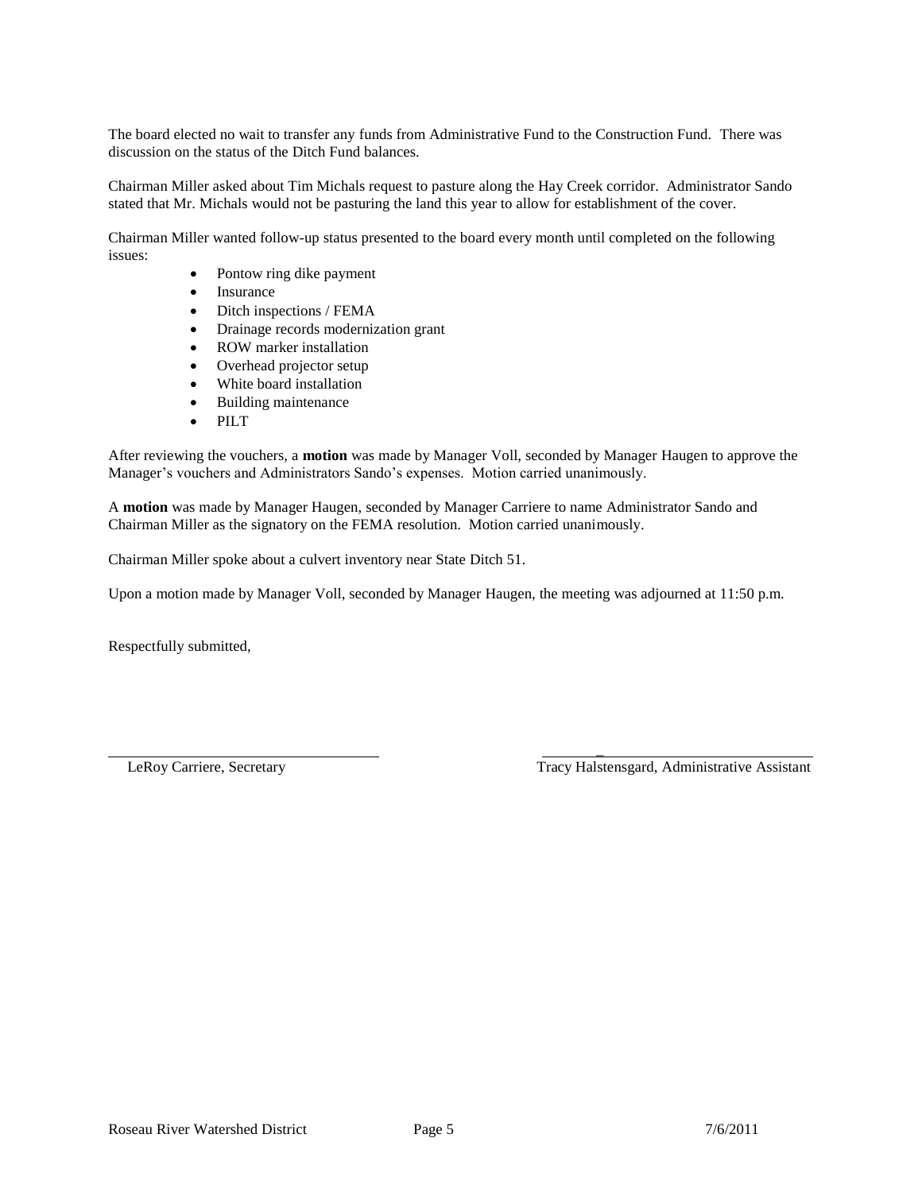The board elected no wait to transfer any funds from Administrative Fund to the Construction Fund. There was discussion on the status of the Ditch Fund balances.

Chairman Miller asked about Tim Michals request to pasture along the Hay Creek corridor. Administrator Sando stated that Mr. Michals would not be pasturing the land this year to allow for establishment of the cover.

Chairman Miller wanted follow-up status presented to the board every month until completed on the following issues:

- Pontow ring dike payment
- Insurance
- Ditch inspections / FEMA
- Drainage records modernization grant
- ROW marker installation
- Overhead projector setup
- White board installation
- Building maintenance
- PILT

After reviewing the vouchers, a **motion** was made by Manager Voll, seconded by Manager Haugen to approve the Manager's vouchers and Administrators Sando's expenses. Motion carried unanimously.

A **motion** was made by Manager Haugen, seconded by Manager Carriere to name Administrator Sando and Chairman Miller as the signatory on the FEMA resolution. Motion carried unanimously.

Chairman Miller spoke about a culvert inventory near State Ditch 51.

Upon a motion made by Manager Voll, seconded by Manager Haugen, the meeting was adjourned at 11:50 p.m.

Respectfully submitted,

LeRoy Carriere, Secretary

Tracy Halstensgard, Administrative Assistant